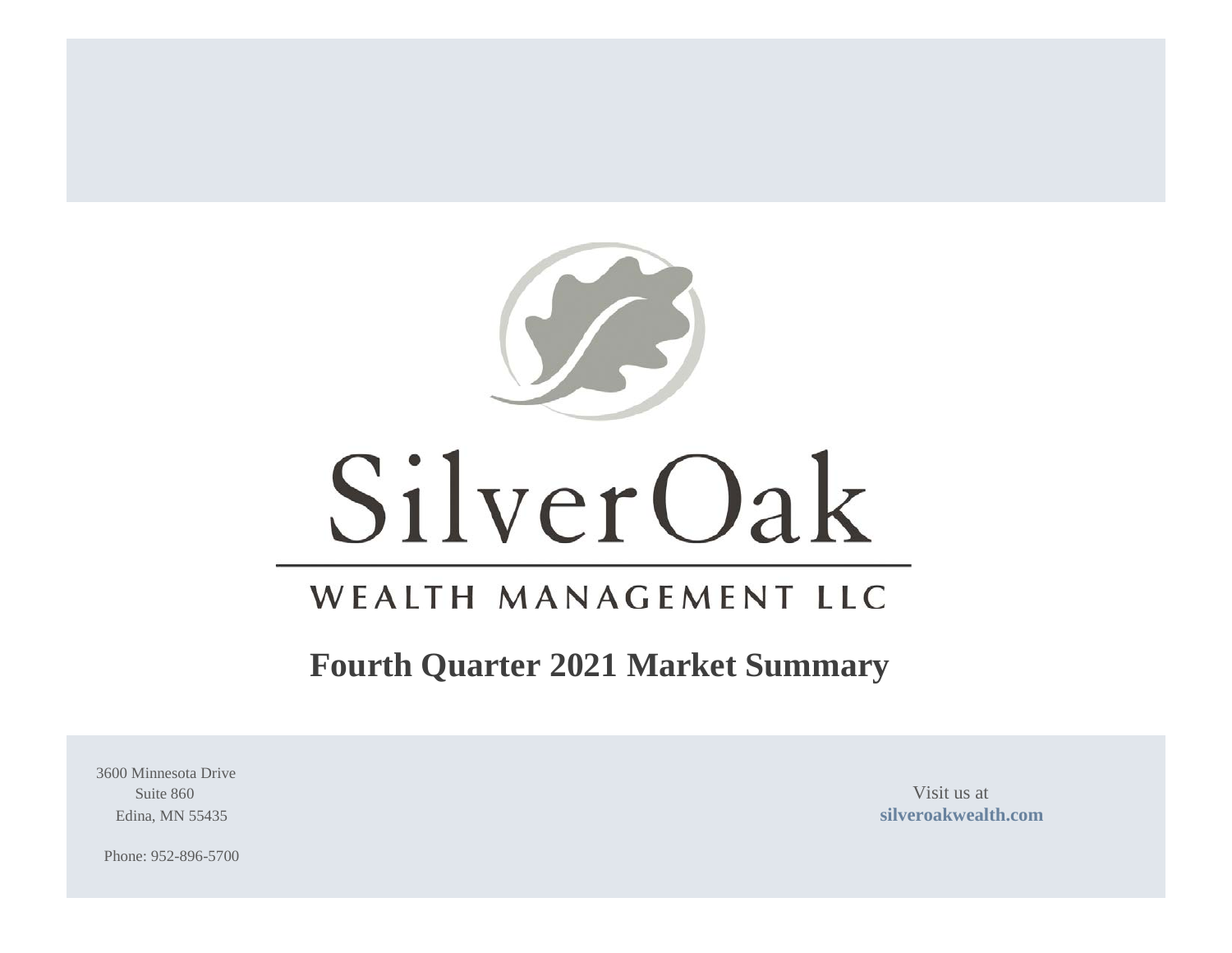# SilverOak

## WEALTH MANAGEMENT LLC

## Fourth Quarter 2021 Market Summary

3600 Minnesota Drive
Suite 860
Edina, MN 55435

Phone: 952-896-5700

Visit us at
**silveroakwealth.com**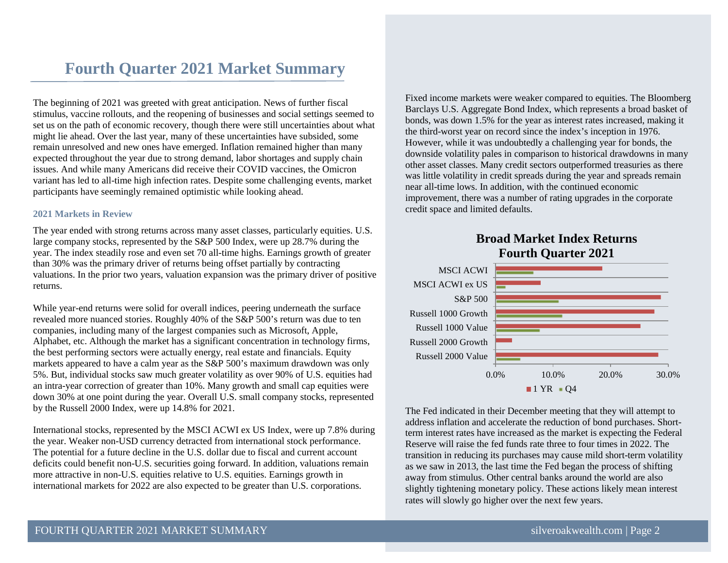# Fourth Quarter 2021 Market Summary

The beginning of 2021 was greeted with great anticipation. News of further fiscal stimulus, vaccine rollouts, and the reopening of businesses and social settings seemed to set us on the path of economic recovery, though there were still uncertainties about what might lie ahead. Over the last year, many of these uncertainties have subsided, some remain unresolved and new ones have emerged. Inflation remained higher than many expected throughout the year due to strong demand, labor shortages and supply chain issues. And while many Americans did receive their COVID vaccines, the Omicron variant has led to all-time high infection rates. Despite some challenging events, market participants have seemingly remained optimistic while looking ahead.

### 2021 Markets in Review

The year ended with strong returns across many asset classes, particularly equities. U.S. large company stocks, represented by the S&P 500 Index, were up 28.7% during the year. The index steadily rose and even set 70 all-time highs. Earnings growth of greater than 30% was the primary driver of returns being offset partially by contracting valuations. In the prior two years, valuation expansion was the primary driver of positive returns.

While year-end returns were solid for overall indices, peering underneath the surface revealed more nuanced stories. Roughly 40% of the S&P 500's return was due to ten companies, including many of the largest companies such as Microsoft, Apple, Alphabet, etc. Although the market has a significant concentration in technology firms, the best performing sectors were actually energy, real estate and financials. Equity markets appeared to have a calm year as the S&P 500's maximum drawdown was only 5%. But, individual stocks saw much greater volatility as over 90% of U.S. equities had an intra-year correction of greater than 10%. Many growth and small cap equities were down 30% at one point during the year. Overall U.S. small company stocks, represented by the Russell 2000 Index, were up 14.8% for 2021.

International stocks, represented by the MSCI ACWI ex US Index, were up 7.8% during the year. Weaker non-USD currency detracted from international stock performance. The potential for a future decline in the U.S. dollar due to fiscal and current account deficits could benefit non-U.S. securities going forward. In addition, valuations remain more attractive in non-U.S. equities relative to U.S. equities. Earnings growth in international markets for 2022 are also expected to be greater than U.S. corporations.

Fixed income markets were weaker compared to equities. The Bloomberg Barclays U.S. Aggregate Bond Index, which represents a broad basket of bonds, was down 1.5% for the year as interest rates increased, making it the third-worst year on record since the index's inception in 1976. However, while it was undoubtedly a challenging year for bonds, the downside volatility pales in comparison to historical drawdowns in many other asset classes. Many credit sectors outperformed treasuries as there was little volatility in credit spreads during the year and spreads remain near all-time lows. In addition, with the continued economic improvement, there was a number of rating upgrades in the corporate credit space and limited defaults.

**Broad Market Index Returns**
**Fourth Quarter 2021**

(Bar chart: 1 YR and Q4 returns for MSCI ACWI, MSCI ACWI ex US, S&P 500, Russell 1000 Growth, Russell 1000 Value, Russell 2000 Growth, Russell 2000 Value; axis 0.0% to 30.0%)

The Fed indicated in their December meeting that they will attempt to address inflation and accelerate the reduction of bond purchases. Short-term interest rates have increased as the market is expecting the Federal Reserve will raise the fed funds rate three to four times in 2022. The transition in reducing its purchases may cause mild short-term volatility as we saw in 2013, the last time the Fed began the process of shifting away from stimulus. Other central banks around the world are also slightly tightening monetary policy. These actions likely mean interest rates will slowly go higher over the next few years.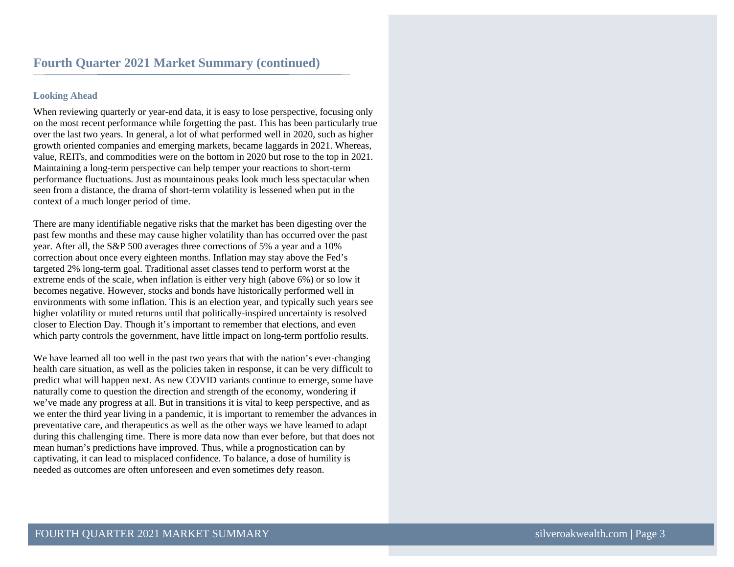## Fourth Quarter 2021 Market Summary (continued)

### Looking Ahead

When reviewing quarterly or year-end data, it is easy to lose perspective, focusing only on the most recent performance while forgetting the past. This has been particularly true over the last two years. In general, a lot of what performed well in 2020, such as higher growth oriented companies and emerging markets, became laggards in 2021. Whereas, value, REITs, and commodities were on the bottom in 2020 but rose to the top in 2021. Maintaining a long-term perspective can help temper your reactions to short-term performance fluctuations. Just as mountainous peaks look much less spectacular when seen from a distance, the drama of short-term volatility is lessened when put in the context of a much longer period of time.

There are many identifiable negative risks that the market has been digesting over the past few months and these may cause higher volatility than has occurred over the past year. After all, the S&P 500 averages three corrections of 5% a year and a 10% correction about once every eighteen months. Inflation may stay above the Fed's targeted 2% long-term goal. Traditional asset classes tend to perform worst at the extreme ends of the scale, when inflation is either very high (above 6%) or so low it becomes negative. However, stocks and bonds have historically performed well in environments with some inflation. This is an election year, and typically such years see higher volatility or muted returns until that politically-inspired uncertainty is resolved closer to Election Day. Though it's important to remember that elections, and even which party controls the government, have little impact on long-term portfolio results.

We have learned all too well in the past two years that with the nation's ever-changing health care situation, as well as the policies taken in response, it can be very difficult to predict what will happen next. As new COVID variants continue to emerge, some have naturally come to question the direction and strength of the economy, wondering if we've made any progress at all. But in transitions it is vital to keep perspective, and as we enter the third year living in a pandemic, it is important to remember the advances in preventative care, and therapeutics as well as the other ways we have learned to adapt during this challenging time. There is more data now than ever before, but that does not mean human's predictions have improved. Thus, while a prognostication can by captivating, it can lead to misplaced confidence. To balance, a dose of humility is needed as outcomes are often unforeseen and even sometimes defy reason.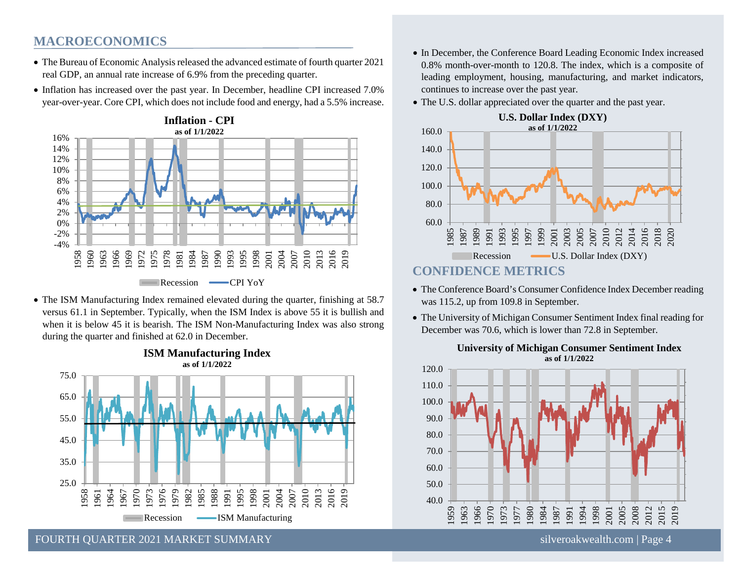## MACROECONOMICS

- The Bureau of Economic Analysis released the advanced estimate of fourth quarter 2021 real GDP, an annual rate increase of 6.9% from the preceding quarter.
- Inflation has increased over the past year. In December, headline CPI increased 7.0% year-over-year. Core CPI, which does not include food and energy, had a 5.5% increase.

**Inflation - CPI**
**as of 1/1/2022**

- The ISM Manufacturing Index remained elevated during the quarter, finishing at 58.7 versus 61.1 in September. Typically, when the ISM Index is above 55 it is bullish and when it is below 45 it is bearish. The ISM Non-Manufacturing Index was also strong during the quarter and finished at 62.0 in December.

**ISM Manufacturing Index**
**as of 1/1/2022**

- In December, the Conference Board Leading Economic Index increased 0.8% month-over-month to 120.8. The index, which is a composite of leading employment, housing, manufacturing, and market indicators, continues to increase over the past year.
- The U.S. dollar appreciated over the quarter and the past year.

**U.S. Dollar Index (DXY)**
**as of 1/1/2022**

## CONFIDENCE METRICS

- The Conference Board's Consumer Confidence Index December reading was 115.2, up from 109.8 in September.
- The University of Michigan Consumer Sentiment Index final reading for December was 70.6, which is lower than 72.8 in September.

**University of Michigan Consumer Sentiment Index**
**as of 1/1/2022**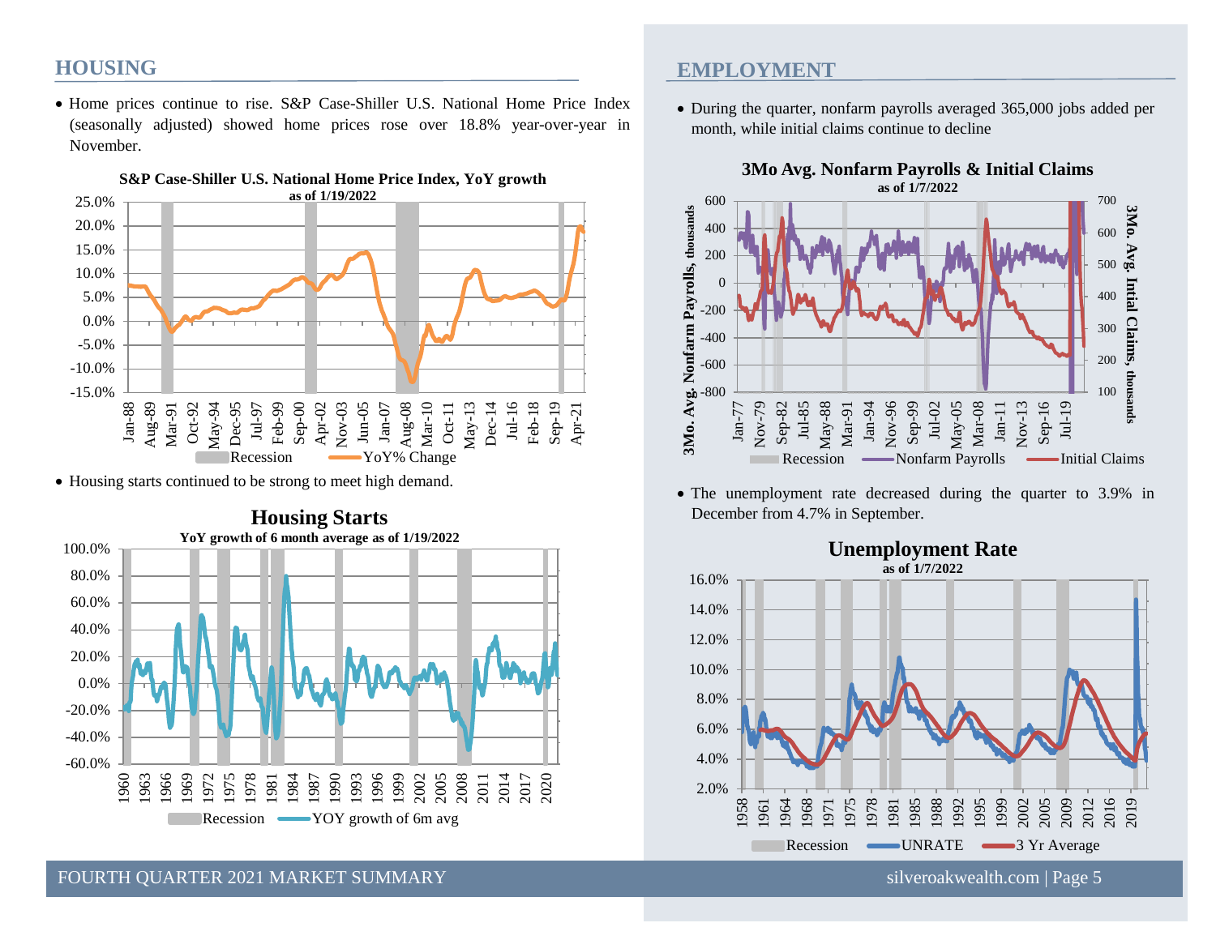## HOUSING

- Home prices continue to rise. S&P Case-Shiller U.S. National Home Price Index (seasonally adjusted) showed home prices rose over 18.8% year-over-year in November.

**S&P Case-Shiller U.S. National Home Price Index, YoY growth**
as of 1/19/2022

- Housing starts continued to be strong to meet high demand.

**Housing Starts**
YoY growth of 6 month average as of 1/19/2022

## EMPLOYMENT

- During the quarter, nonfarm payrolls averaged 365,000 jobs added per month, while initial claims continue to decline

**3Mo Avg. Nonfarm Payrolls & Initial Claims**
as of 1/7/2022

- The unemployment rate decreased during the quarter to 3.9% in December from 4.7% in September.

**Unemployment Rate**
as of 1/7/2022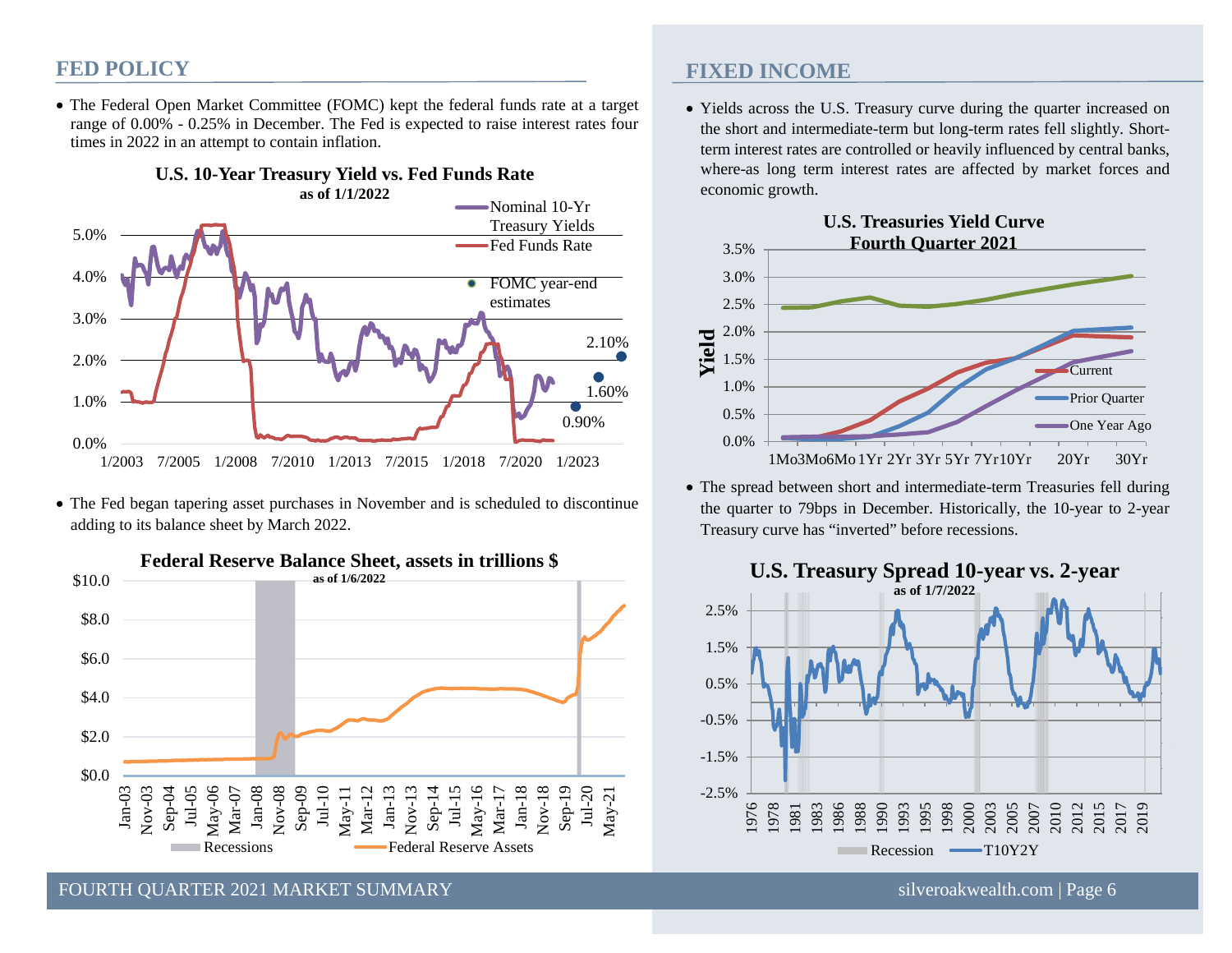## FED POLICY

- The Federal Open Market Committee (FOMC) kept the federal funds rate at a target range of 0.00% - 0.25% in December. The Fed is expected to raise interest rates four times in 2022 in an attempt to contain inflation.

**U.S. 10-Year Treasury Yield vs. Fed Funds Rate**
**as of 1/1/2022**

- The Fed began tapering asset purchases in November and is scheduled to discontinue adding to its balance sheet by March 2022.

**Federal Reserve Balance Sheet, assets in trillions $**
**as of 1/6/2022**

## FIXED INCOME

- Yields across the U.S. Treasury curve during the quarter increased on the short and intermediate-term but long-term rates fell slightly. Short-term interest rates are controlled or heavily influenced by central banks, where-as long term interest rates are affected by market forces and economic growth.

**U.S. Treasuries Yield Curve**
**Fourth Quarter 2021**

- The spread between short and intermediate-term Treasuries fell during the quarter to 79bps in December. Historically, the 10-year to 2-year Treasury curve has "inverted" before recessions.

**U.S. Treasury Spread 10-year vs. 2-year**
**as of 1/7/2022**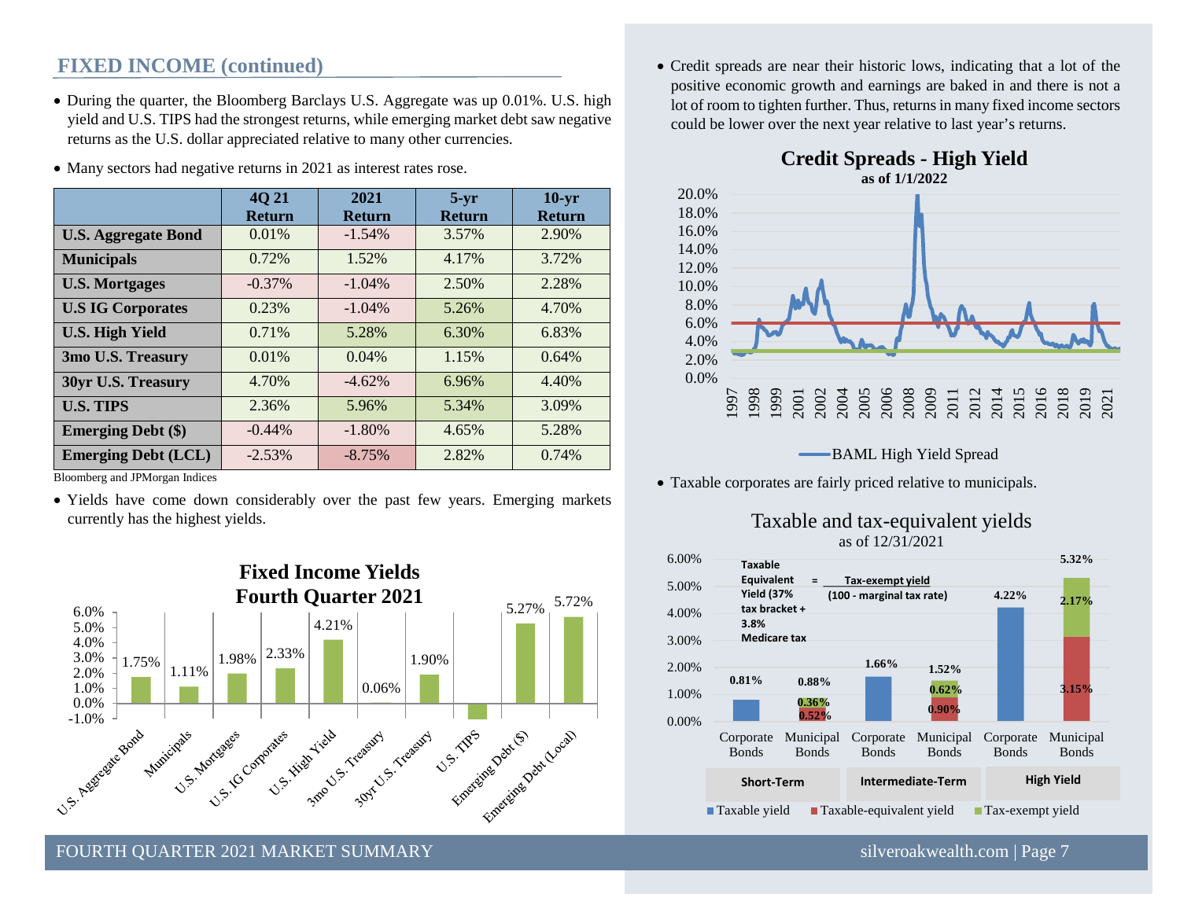## FIXED INCOME (continued)

- During the quarter, the Bloomberg Barclays U.S. Aggregate was up 0.01%. U.S. high yield and U.S. TIPS had the strongest returns, while emerging market debt saw negative returns as the U.S. dollar appreciated relative to many other currencies.
- Many sectors had negative returns in 2021 as interest rates rose.

| | 4Q 21 Return | 2021 Return | 5-yr Return | 10-yr Return |
|---|---|---|---|---|
| **U.S. Aggregate Bond** | 0.01% | -1.54% | 3.57% | 2.90% |
| **Municipals** | 0.72% | 1.52% | 4.17% | 3.72% |
| **U.S. Mortgages** | -0.37% | -1.04% | 2.50% | 2.28% |
| **U.S IG Corporates** | 0.23% | -1.04% | 5.26% | 4.70% |
| **U.S. High Yield** | 0.71% | 5.28% | 6.30% | 6.83% |
| **3mo U.S. Treasury** | 0.01% | 0.04% | 1.15% | 0.64% |
| **30yr U.S. Treasury** | 4.70% | -4.62% | 6.96% | 4.40% |
| **U.S. TIPS** | 2.36% | 5.96% | 5.34% | 3.09% |
| **Emerging Debt ($)** | -0.44% | -1.80% | 4.65% | 5.28% |
| **Emerging Debt (LCL)** | -2.53% | -8.75% | 2.82% | 0.74% |

Bloomberg and JPMorgan Indices

- Yields have come down considerably over the past few years. Emerging markets currently has the highest yields.

**Fixed Income Yields Fourth Quarter 2021**

| | Yield |
|---|---|
| U.S. Aggregate Bond | 1.75% |
| Municipals | 1.11% |
| U.S. Mortgages | 1.98% |
| U.S. IG Corporates | 2.33% |
| U.S. High Yield | 4.21% |
| 3mo U.S. Treasury | 0.06% |
| 30yr U.S. Treasury | 1.90% |
| U.S. TIPS | |
| Emerging Debt ($) | 5.27% |
| Emerging Debt (Local) | 5.72% |

- Credit spreads are near their historic lows, indicating that a lot of the positive economic growth and earnings are baked in and there is not a lot of room to tighten further. Thus, returns in many fixed income sectors could be lower over the next year relative to last year's returns.

**Credit Spreads - High Yield**
as of 1/1/2022

BAML High Yield Spread

- Taxable corporates are fairly priced relative to municipals.

**Taxable and tax-equivalent yields**
as of 12/31/2021

Taxable Equivalent Yield (37% tax bracket + 3.8% Medicare tax = Tax-exempt yield / (100 - marginal tax rate)

| | Short-Term | | Intermediate-Term | | High Yield | |
|---|---|---|---|---|---|---|
| | Corporate Bonds | Municipal Bonds | Corporate Bonds | Municipal Bonds | Corporate Bonds | Municipal Bonds |
| Taxable yield | 0.81% | | 1.66% | | 4.22% | |
| Tax-exempt yield | | 0.36% | | 0.62% | | 2.17% |
| Taxable-equivalent yield | | 0.52% | | 0.90% | | 3.15% |
| Total | | 0.88% | | 1.52% | | 5.32% |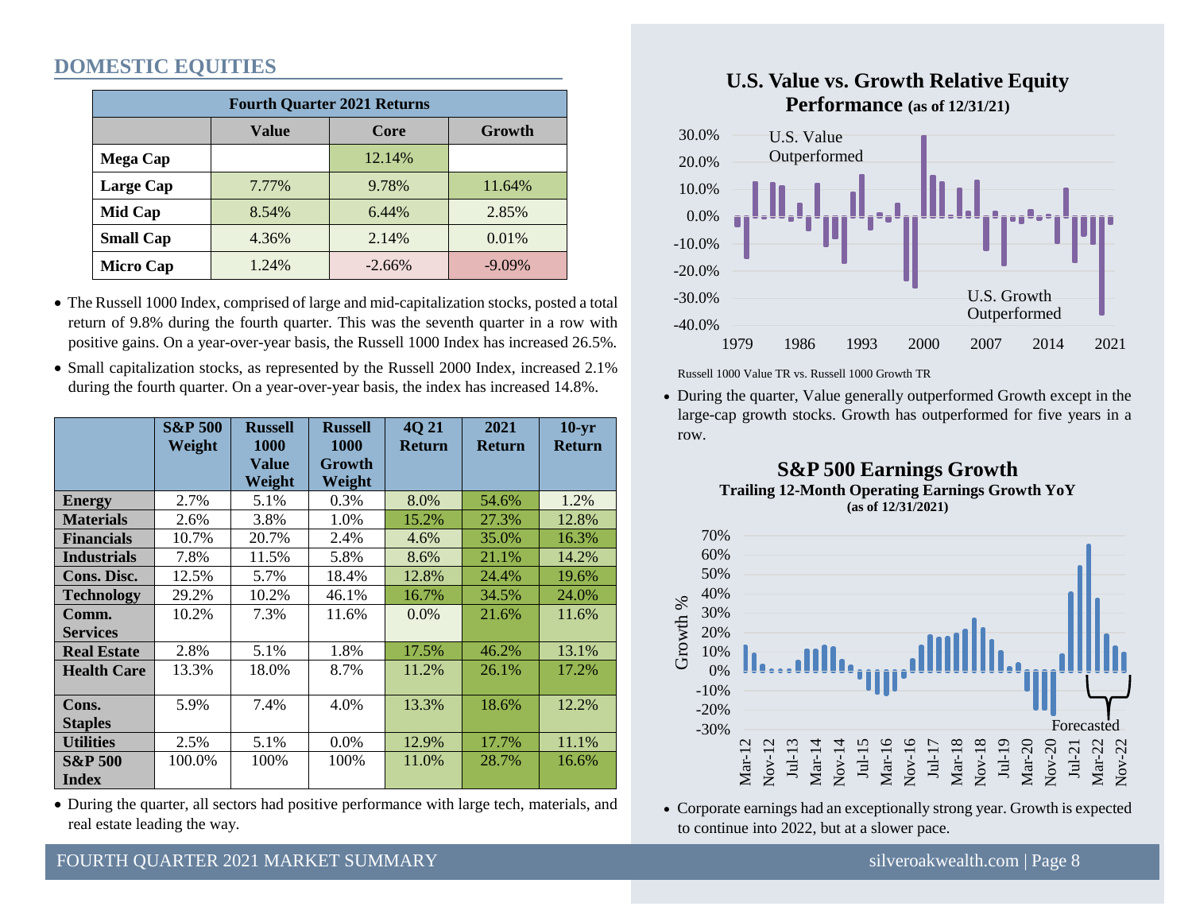## DOMESTIC EQUITIES

| Fourth Quarter 2021 Returns | | | |
|---|---|---|---|
| | **Value** | **Core** | **Growth** |
| **Mega Cap** | | 12.14% | |
| **Large Cap** | 7.77% | 9.78% | 11.64% |
| **Mid Cap** | 8.54% | 6.44% | 2.85% |
| **Small Cap** | 4.36% | 2.14% | 0.01% |
| **Micro Cap** | 1.24% | -2.66% | -9.09% |

- The Russell 1000 Index, comprised of large and mid-capitalization stocks, posted a total return of 9.8% during the fourth quarter. This was the seventh quarter in a row with positive gains. On a year-over-year basis, the Russell 1000 Index has increased 26.5%.
- Small capitalization stocks, as represented by the Russell 2000 Index, increased 2.1% during the fourth quarter. On a year-over-year basis, the index has increased 14.8%.

| | S&P 500 Weight | Russell 1000 Value Weight | Russell 1000 Growth Weight | 4Q 21 Return | 2021 Return | 10-yr Return |
|---|---|---|---|---|---|---|
| **Energy** | 2.7% | 5.1% | 0.3% | 8.0% | 54.6% | 1.2% |
| **Materials** | 2.6% | 3.8% | 1.0% | 15.2% | 27.3% | 12.8% |
| **Financials** | 10.7% | 20.7% | 2.4% | 4.6% | 35.0% | 16.3% |
| **Industrials** | 7.8% | 11.5% | 5.8% | 8.6% | 21.1% | 14.2% |
| **Cons. Disc.** | 12.5% | 5.7% | 18.4% | 12.8% | 24.4% | 19.6% |
| **Technology** | 29.2% | 10.2% | 46.1% | 16.7% | 34.5% | 24.0% |
| **Comm. Services** | 10.2% | 7.3% | 11.6% | 0.0% | 21.6% | 11.6% |
| **Real Estate** | 2.8% | 5.1% | 1.8% | 17.5% | 46.2% | 13.1% |
| **Health Care** | 13.3% | 18.0% | 8.7% | 11.2% | 26.1% | 17.2% |
| **Cons. Staples** | 5.9% | 7.4% | 4.0% | 13.3% | 18.6% | 12.2% |
| **Utilities** | 2.5% | 5.1% | 0.0% | 12.9% | 17.7% | 11.1% |
| **S&P 500 Index** | 100.0% | 100% | 100% | 11.0% | 28.7% | 16.6% |

- During the quarter, all sectors had positive performance with large tech, materials, and real estate leading the way.

### U.S. Value vs. Growth Relative Equity Performance (as of 12/31/21)

Russell 1000 Value TR vs. Russell 1000 Growth TR

- During the quarter, Value generally outperformed Growth except in the large-cap growth stocks. Growth has outperformed for five years in a row.

### S&P 500 Earnings Growth

**Trailing 12-Month Operating Earnings Growth YoY (as of 12/31/2021)**

- Corporate earnings had an exceptionally strong year. Growth is expected to continue into 2022, but at a slower pace.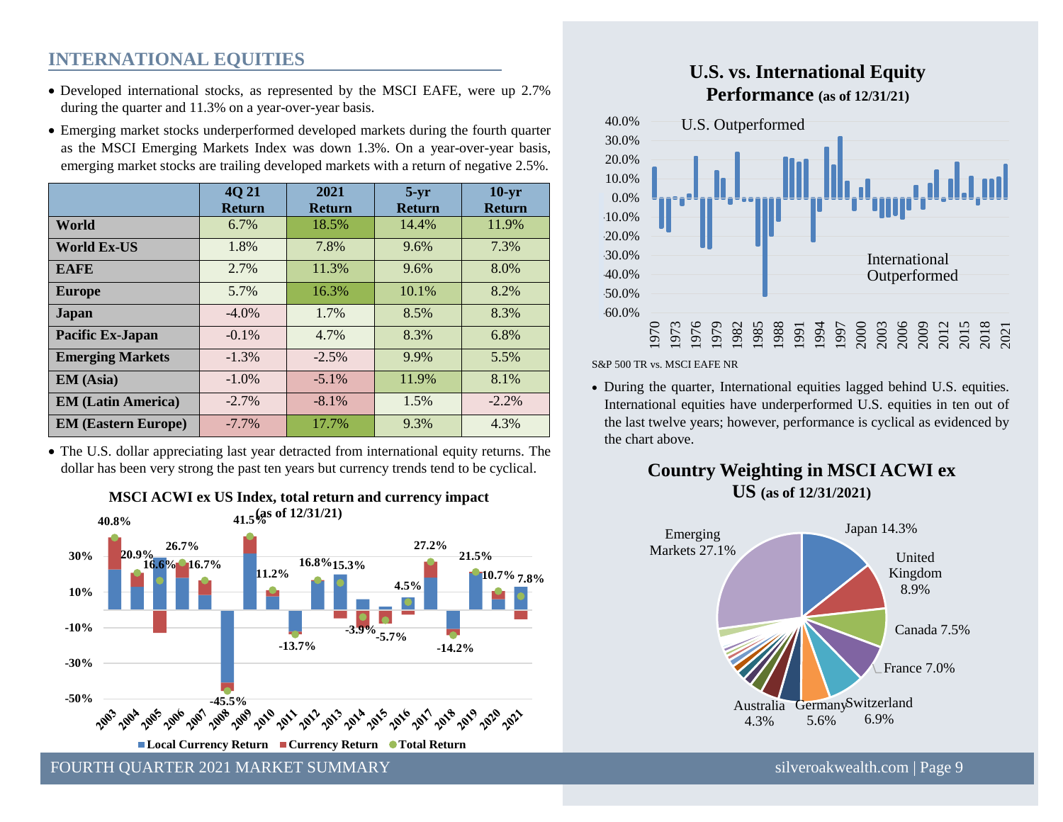## INTERNATIONAL EQUITIES

- Developed international stocks, as represented by the MSCI EAFE, were up 2.7% during the quarter and 11.3% on a year-over-year basis.
- Emerging market stocks underperformed developed markets during the fourth quarter as the MSCI Emerging Markets Index was down 1.3%. On a year-over-year basis, emerging market stocks are trailing developed markets with a return of negative 2.5%.

| | 4Q 21 Return | 2021 Return | 5-yr Return | 10-yr Return |
|---|---|---|---|---|
| **World** | 6.7% | 18.5% | 14.4% | 11.9% |
| **World Ex-US** | 1.8% | 7.8% | 9.6% | 7.3% |
| **EAFE** | 2.7% | 11.3% | 9.6% | 8.0% |
| **Europe** | 5.7% | 16.3% | 10.1% | 8.2% |
| **Japan** | -4.0% | 1.7% | 8.5% | 8.3% |
| **Pacific Ex-Japan** | -0.1% | 4.7% | 8.3% | 6.8% |
| **Emerging Markets** | -1.3% | -2.5% | 9.9% | 5.5% |
| **EM (Asia)** | -1.0% | -5.1% | 11.9% | 8.1% |
| **EM (Latin America)** | -2.7% | -8.1% | 1.5% | -2.2% |
| **EM (Eastern Europe)** | -7.7% | 17.7% | 9.3% | 4.3% |

- The U.S. dollar appreciating last year detracted from international equity returns. The dollar has been very strong the past ten years but currency trends tend to be cyclical.

**MSCI ACWI ex US Index, total return and currency impact (as of 12/31/21)**

| Year | Total Return |
|---|---|
| 2003 | 40.8% |
| 2004 | 20.9% |
| 2005 | 16.6% |
| 2006 | 26.7% |
| 2007 | 16.7% |
| 2008 | -45.5% |
| 2009 | 41.5% |
| 2010 | 11.2% |
| 2011 | -13.7% |
| 2012 | 16.8% |
| 2013 | 15.3% |
| 2014 | -3.9% |
| 2015 | -5.7% |
| 2016 | 4.5% |
| 2017 | 27.2% |
| 2018 | -14.2% |
| 2019 | 21.5% |
| 2020 | 10.7% |
| 2021 | 7.8% |

Local Currency Return | Currency Return | Total Return

**U.S. vs. International Equity Performance (as of 12/31/21)**

U.S. Outperformed / International Outperformed

S&P 500 TR vs. MSCI EAFE NR

- During the quarter, International equities lagged behind U.S. equities. International equities have underperformed U.S. equities in ten out of the last twelve years; however, performance is cyclical as evidenced by the chart above.

**Country Weighting in MSCI ACWI ex US (as of 12/31/2021)**

| Country | Weight |
|---|---|
| Japan | 14.3% |
| United Kingdom | 8.9% |
| Canada | 7.5% |
| France | 7.0% |
| Switzerland | 6.9% |
| Germany | 5.6% |
| Australia | 4.3% |
| Emerging Markets | 27.1% |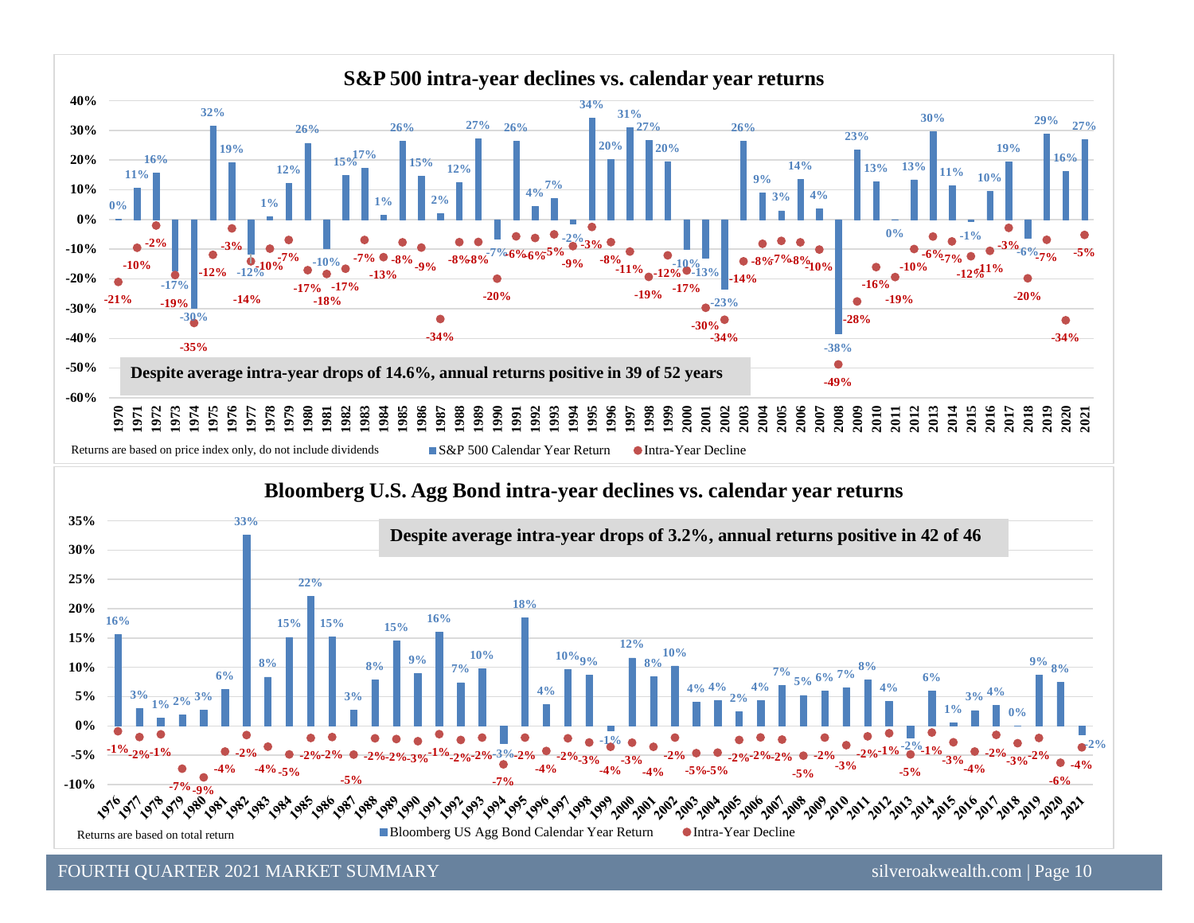## S&P 500 intra-year declines vs. calendar year returns

**Despite average intra-year drops of 14.6%, annual returns positive in 39 of 52 years**

| Year | S&P 500 Calendar Year Return | Intra-Year Decline |
|---|---|---|
| 1970 | 0% | -21% |
| 1971 | 11% | -10% |
| 1972 | 16% | -2% |
| 1973 | -17% | -19% |
| 1974 | -30% | -35% |
| 1975 | 32% | -12% |
| 1976 | 19% | -3% |
| 1977 | -12% | -14% |
| 1978 | 1% | -10% |
| 1979 | 12% | -7% |
| 1980 | 26% | -17% |
| 1981 | -10% | -18% |
| 1982 | 15% | -17% |
| 1983 | 17% | -7% |
| 1984 | 1% | -13% |
| 1985 | 26% | -8% |
| 1986 | 15% | -9% |
| 1987 | 2% | -34% |
| 1988 | 12% | -8% |
| 1989 | 27% | -8% |
| 1990 | -7% | -20% |
| 1991 | 26% | -6% |
| 1992 | 4% | -6% |
| 1993 | 7% | -5% |
| 1994 | -2% | -9% |
| 1995 | 34% | -3% |
| 1996 | 20% | -8% |
| 1997 | 31% | -11% |
| 1998 | 27% | -19% |
| 1999 | 20% | -12% |
| 2000 | -10% | -17% |
| 2001 | -13% | -30% |
| 2002 | -23% | -34% |
| 2003 | 26% | -14% |
| 2004 | 9% | -8% |
| 2005 | 3% | -7% |
| 2006 | 14% | -8% |
| 2007 | 4% | -10% |
| 2008 | -38% | -49% |
| 2009 | 23% | -28% |
| 2010 | 13% | -16% |
| 2011 | 0% | -19% |
| 2012 | 13% | -10% |
| 2013 | 30% | -6% |
| 2014 | 11% | -7% |
| 2015 | -1% | -12% |
| 2016 | 10% | -11% |
| 2017 | 19% | -3% |
| 2018 | -6% | -20% |
| 2019 | 29% | -7% |
| 2020 | 16% | -34% |
| 2021 | 27% | -5% |

Returns are based on price index only, do not include dividends

## Bloomberg U.S. Agg Bond intra-year declines vs. calendar year returns

**Despite average intra-year drops of 3.2%, annual returns positive in 42 of 46**

| Year | Bloomberg US Agg Bond Calendar Year Return | Intra-Year Decline |
|---|---|---|
| 1976 | 16% | -1% |
| 1977 | 3% | -2% |
| 1978 | 1% | -1% |
| 1979 | 2% | -7% |
| 1980 | 3% | -9% |
| 1981 | 6% | -4% |
| 1982 | 33% | -2% |
| 1983 | 8% | -4% |
| 1984 | 15% | -5% |
| 1985 | 22% | -2% |
| 1986 | 15% | -2% |
| 1987 | 3% | -5% |
| 1988 | 8% | -2% |
| 1989 | 15% | -2% |
| 1990 | 9% | -3% |
| 1991 | 16% | -1% |
| 1992 | 7% | -2% |
| 1993 | 10% | -2% |
| 1994 | -3% | -7% |
| 1995 | 18% | -2% |
| 1996 | 4% | -4% |
| 1997 | 10% | -2% |
| 1998 | 9% | -3% |
| 1999 | -1% | -4% |
| 2000 | 12% | -3% |
| 2001 | 8% | -4% |
| 2002 | 10% | -2% |
| 2003 | 4% | -5% |
| 2004 | 4% | -5% |
| 2005 | 2% | -2% |
| 2006 | 4% | -2% |
| 2007 | 7% | -2% |
| 2008 | 5% | -5% |
| 2009 | 6% | -2% |
| 2010 | 7% | -3% |
| 2011 | 8% | -2% |
| 2012 | 4% | -1% |
| 2013 | -2% | -5% |
| 2014 | 6% | -1% |
| 2015 | 1% | -3% |
| 2016 | 3% | -4% |
| 2017 | 4% | -2% |
| 2018 | 0% | -3% |
| 2019 | 9% | -2% |
| 2020 | 8% | -6% |
| 2021 | -2% | -4% |

Returns are based on total return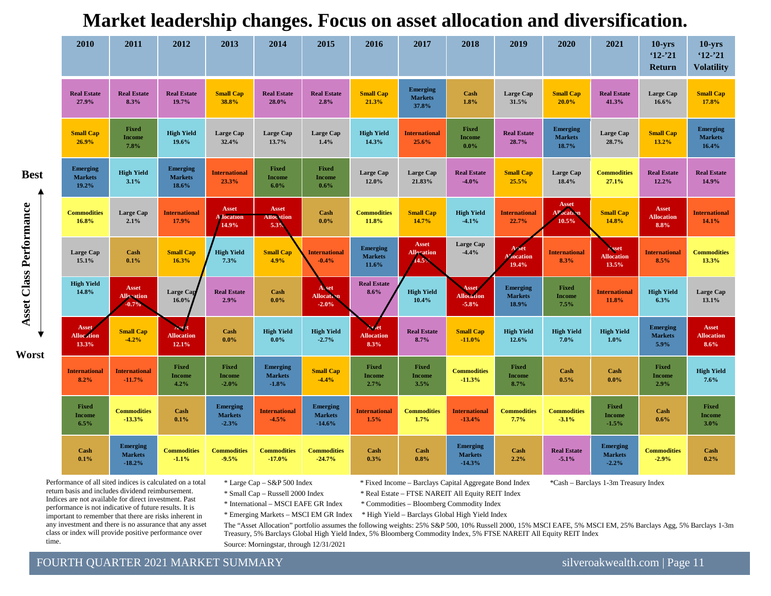# Market leadership changes. Focus on asset allocation and diversification.

| 2010 | 2011 | 2012 | 2013 | 2014 | 2015 | 2016 | 2017 | 2018 | 2019 | 2020 | 2021 | 10-yrs '12-'21 Return | 10-yrs '12-'21 Volatility |
|---|---|---|---|---|---|---|---|---|---|---|---|---|---|
| Real Estate 27.9% | Real Estate 8.3% | Real Estate 19.7% | Small Cap 38.8% | Real Estate 28.0% | Real Estate 2.8% | Small Cap 21.3% | Emerging Markets 37.8% | Cash 1.8% | Large Cap 31.5% | Small Cap 20.0% | Real Estate 41.3% | Large Cap 16.6% | Small Cap 17.8% |
| Small Cap 26.9% | Fixed Income 7.8% | High Yield 19.6% | Large Cap 32.4% | Large Cap 13.7% | Large Cap 1.4% | High Yield 14.3% | International 25.6% | Fixed Income 0.0% | Real Estate 28.7% | Emerging Markets 18.7% | Large Cap 28.7% | Small Cap 13.2% | Emerging Markets 16.4% |
| Emerging Markets 19.2% | High Yield 3.1% | Emerging Markets 18.6% | International 23.3% | Fixed Income 6.0% | Fixed Income 0.6% | Large Cap 12.0% | Large Cap 21.83% | Real Estate -4.0% | Small Cap 25.5% | Large Cap 18.4% | Commodities 27.1% | Real Estate 12.2% | Real Estate 14.9% |
| Commodities 16.8% | Large Cap 2.1% | International 17.9% | Asset Allocation 14.9% | Asset Allocation 5.3% | Cash 0.0% | Commodities 11.8% | Small Cap 14.7% | High Yield -4.1% | International 22.7% | Asset Allocation 10.5% | Small Cap 14.8% | Asset Allocation 8.8% | International 14.1% |
| Large Cap 15.1% | Cash 0.1% | Small Cap 16.3% | High Yield 7.3% | Small Cap 4.9% | International -0.4% | Emerging Markets 11.6% | Asset Allocation 14.5% | Large Cap -4.4% | Asset Allocation 19.4% | International 8.3% | Asset Allocation 13.5% | International 8.5% | Commodities 13.3% |
| High Yield 14.8% | Asset Allocation -0.7% | Large Cap 16.0% | Real Estate 2.9% | Cash 0.0% | Asset Allocation -2.0% | Real Estate 8.6% | High Yield 10.4% | Asset Allocation -5.8% | Emerging Markets 18.9% | Fixed Income 7.5% | International 11.8% | High Yield 6.3% | Large Cap 13.1% |
| Asset Allocation 13.3% | Small Cap -4.2% | Asset Allocation 12.1% | Cash 0.0% | High Yield 0.0% | High Yield -2.7% | Asset Allocation 8.3% | Real Estate 8.7% | Small Cap -11.0% | High Yield 12.6% | High Yield 7.0% | High Yield 1.0% | Emerging Markets 5.9% | Asset Allocation 8.6% |
| International 8.2% | International -11.7% | Fixed Income 4.2% | Fixed Income -2.0% | Emerging Markets -1.8% | Small Cap -4.4% | Fixed Income 2.7% | Fixed Income 3.5% | Commodities -11.3% | Fixed Income 8.7% | Cash 0.5% | Cash 0.0% | Fixed Income 2.9% | High Yield 7.6% |
| Fixed Income 6.5% | Commodities -13.3% | Cash 0.1% | Emerging Markets -2.3% | International -4.5% | Emerging Markets -14.6% | International 1.5% | Commodities 1.7% | International -13.4% | Commodities 7.7% | Commodities -3.1% | Fixed Income -1.5% | Cash 0.6% | Fixed Income 3.0% |
| Cash 0.1% | Emerging Markets -18.2% | Commodities -1.1% | Commodities -9.5% | Commodities -17.0% | Commodities -24.7% | Cash 0.3% | Cash 0.8% | Emerging Markets -14.3% | Cash 2.2% | Real Estate -5.1% | Emerging Markets -2.2% | Commodities -2.9% | Cash 0.2% |

Asset Class Performance: Best (top) to Worst (bottom)

Performance of all sited indices is calculated on a total return basis and includes dividend reimbursement. Indices are not available for direct investment. Past performance is not indicative of future results. It is important to remember that there are risks inherent in any investment and there is no assurance that any asset class or index will provide positive performance over time.

* Large Cap – S&P 500 Index
* Small Cap – Russell 2000 Index
* International – MSCI EAFE GR Index
* Emerging Markets – MSCI EM GR Index
* Fixed Income – Barclays Capital Aggregate Bond Index
* Real Estate – FTSE NAREIT All Equity REIT Index
* Commodities – Bloomberg Commodity Index
* High Yield – Barclays Global High Yield Index
*Cash – Barclays 1-3m Treasury Index

The "Asset Allocation" portfolio assumes the following weights: 25% S&P 500, 10% Russell 2000, 15% MSCI EAFE, 5% MSCI EM, 25% Barclays Agg, 5% Barclays 1-3m Treasury, 5% Barclays Global High Yield Index, 5% Bloomberg Commodity Index, 5% FTSE NAREIT All Equity REIT Index

Source: Morningstar, through 12/31/2021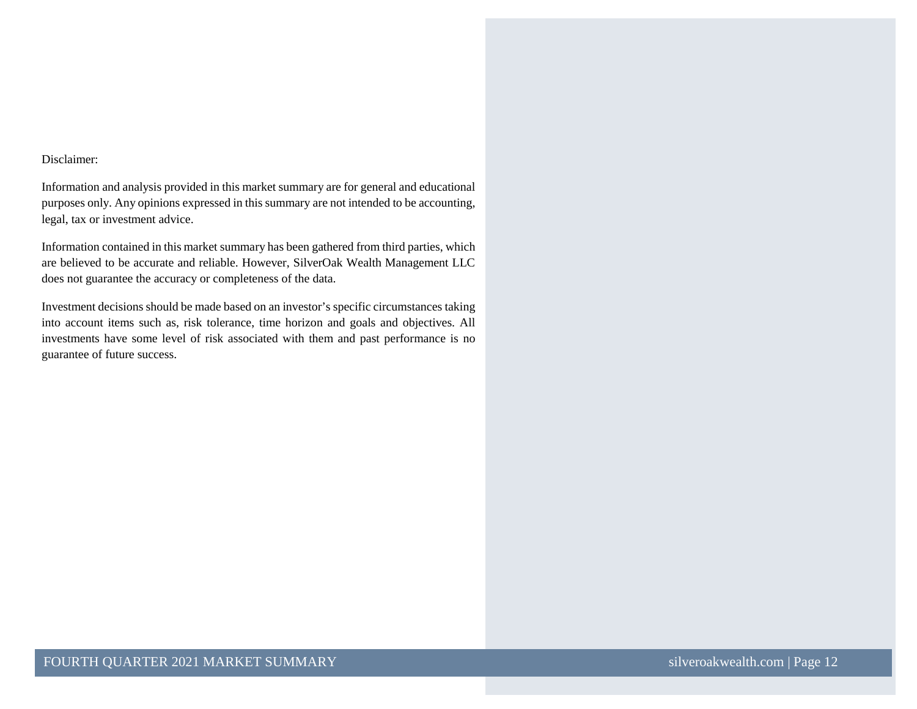Disclaimer:

Information and analysis provided in this market summary are for general and educational purposes only. Any opinions expressed in this summary are not intended to be accounting, legal, tax or investment advice.

Information contained in this market summary has been gathered from third parties, which are believed to be accurate and reliable. However, SilverOak Wealth Management LLC does not guarantee the accuracy or completeness of the data.

Investment decisions should be made based on an investor's specific circumstances taking into account items such as, risk tolerance, time horizon and goals and objectives. All investments have some level of risk associated with them and past performance is no guarantee of future success.